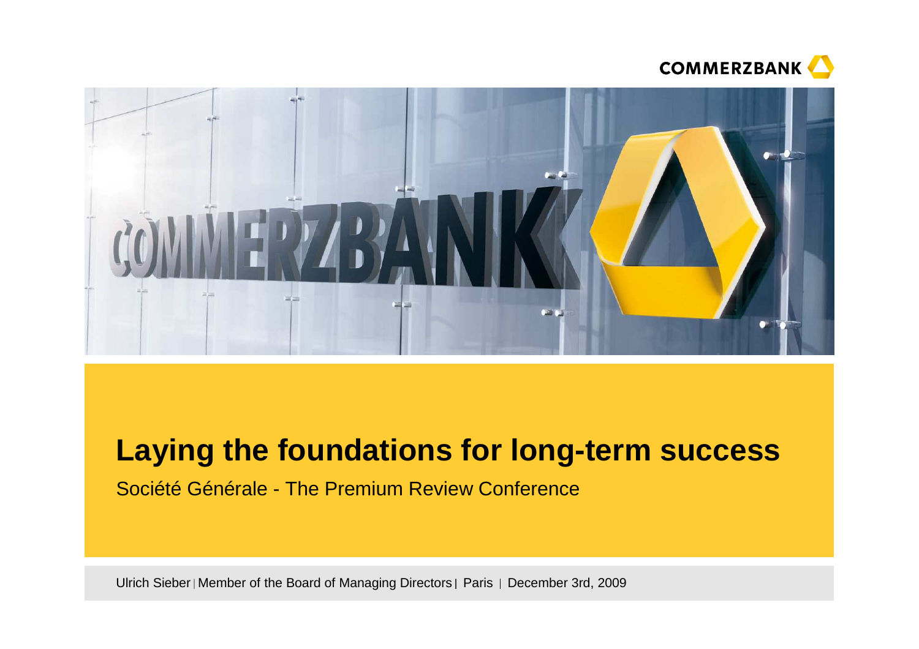# Laying the foundations for long-term success

Société Générale - The Premium Review Conference

Ulrich Sieber | Member of the Board of Managing Directors | Paris | December 3rd, 2009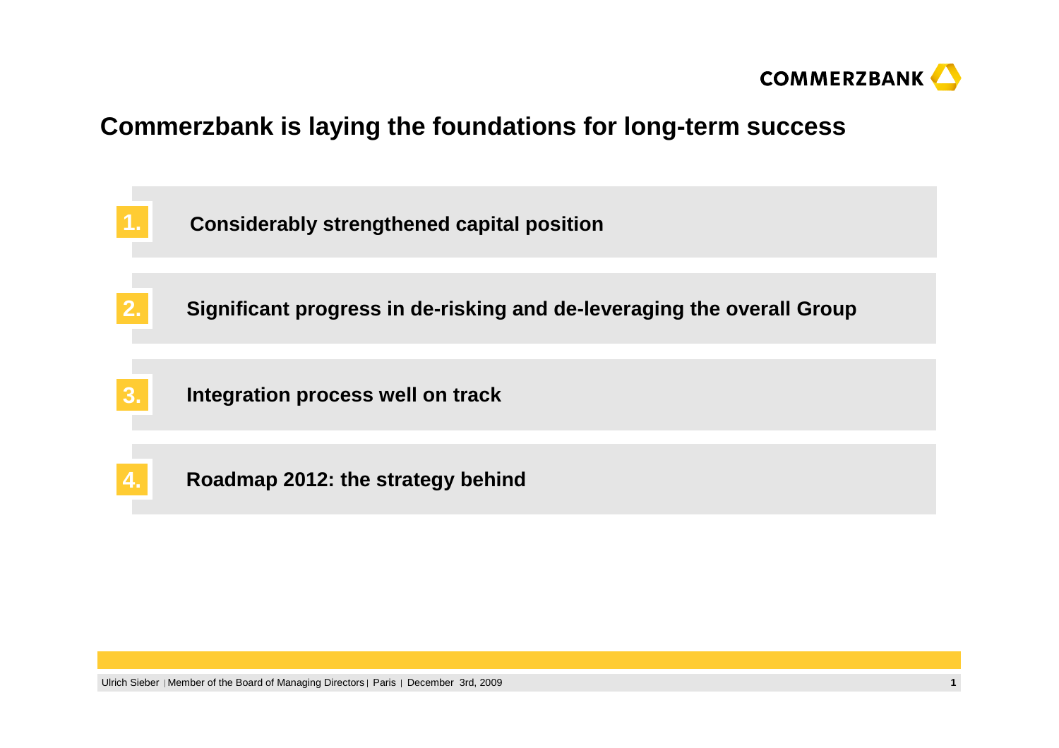# Commerzbank is laying the foundations for long-term success

1. **Considerably strengthened capital position**

2. **Significant progress in de-risking and de-leveraging the overall Group**

3. **Integration process well on track**

4. **Roadmap 2012: the strategy behind**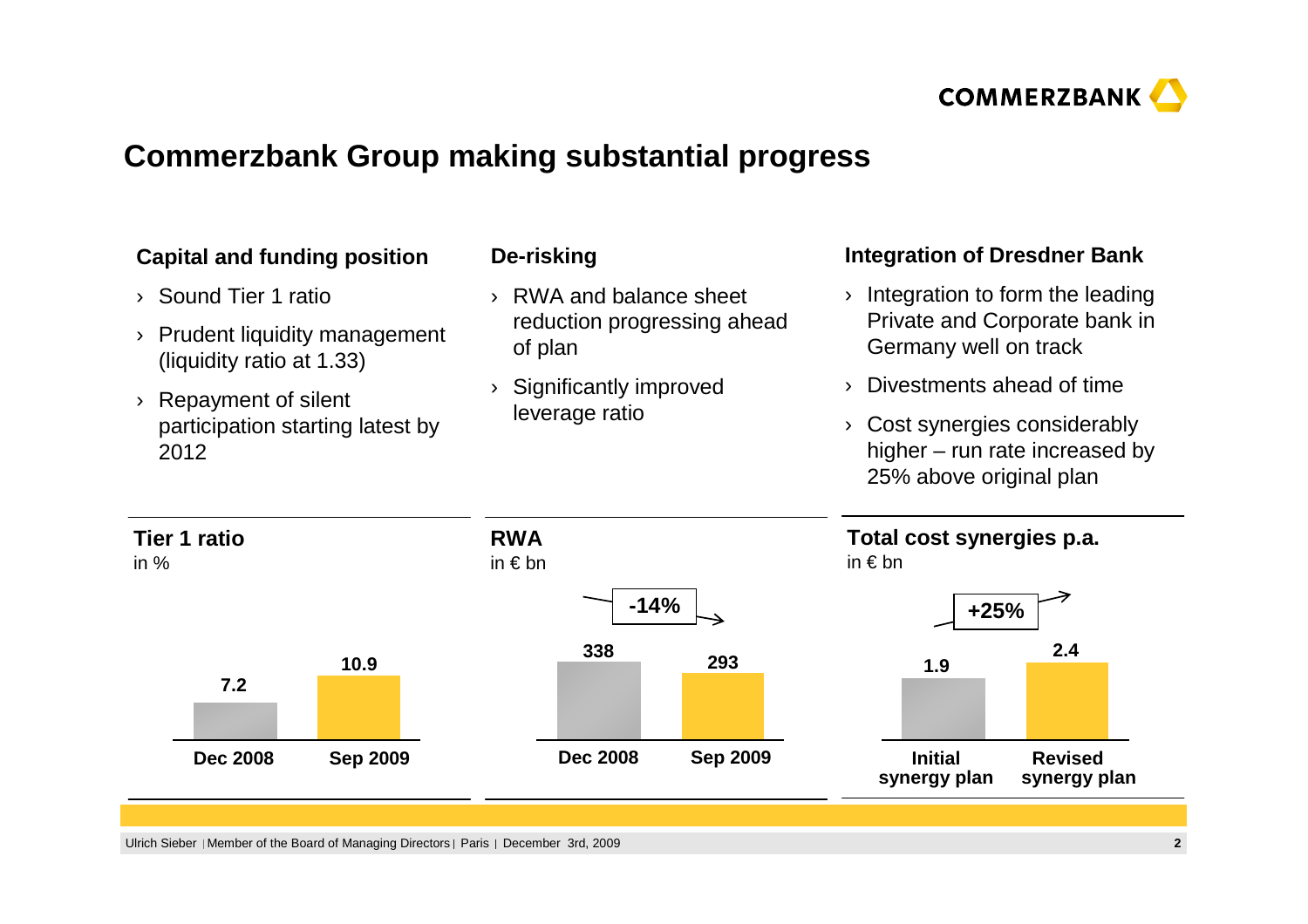# Commerzbank Group making substantial progress

### Capital and funding position

- Sound Tier 1 ratio
- Prudent liquidity management (liquidity ratio at 1.33)
- Repayment of silent participation starting latest by 2012

### De-risking

- RWA and balance sheet reduction progressing ahead of plan
- Significantly improved leverage ratio

### Integration of Dresdner Bank

- Integration to form the leading Private and Corporate bank in Germany well on track
- Divestments ahead of time
- Cost synergies considerably higher – run rate increased by 25% above original plan

**Tier 1 ratio**
in %

| Dec 2008 | Sep 2009 |
|---|---|
| 7.2 | 10.9 |

**RWA**
in € bn

| Dec 2008 | Sep 2009 |
|---|---|
| 338 | 293 |

-14%

**Total cost synergies p.a.**
in € bn

| Initial synergy plan | Revised synergy plan |
|---|---|
| 1.9 | 2.4 |

+25%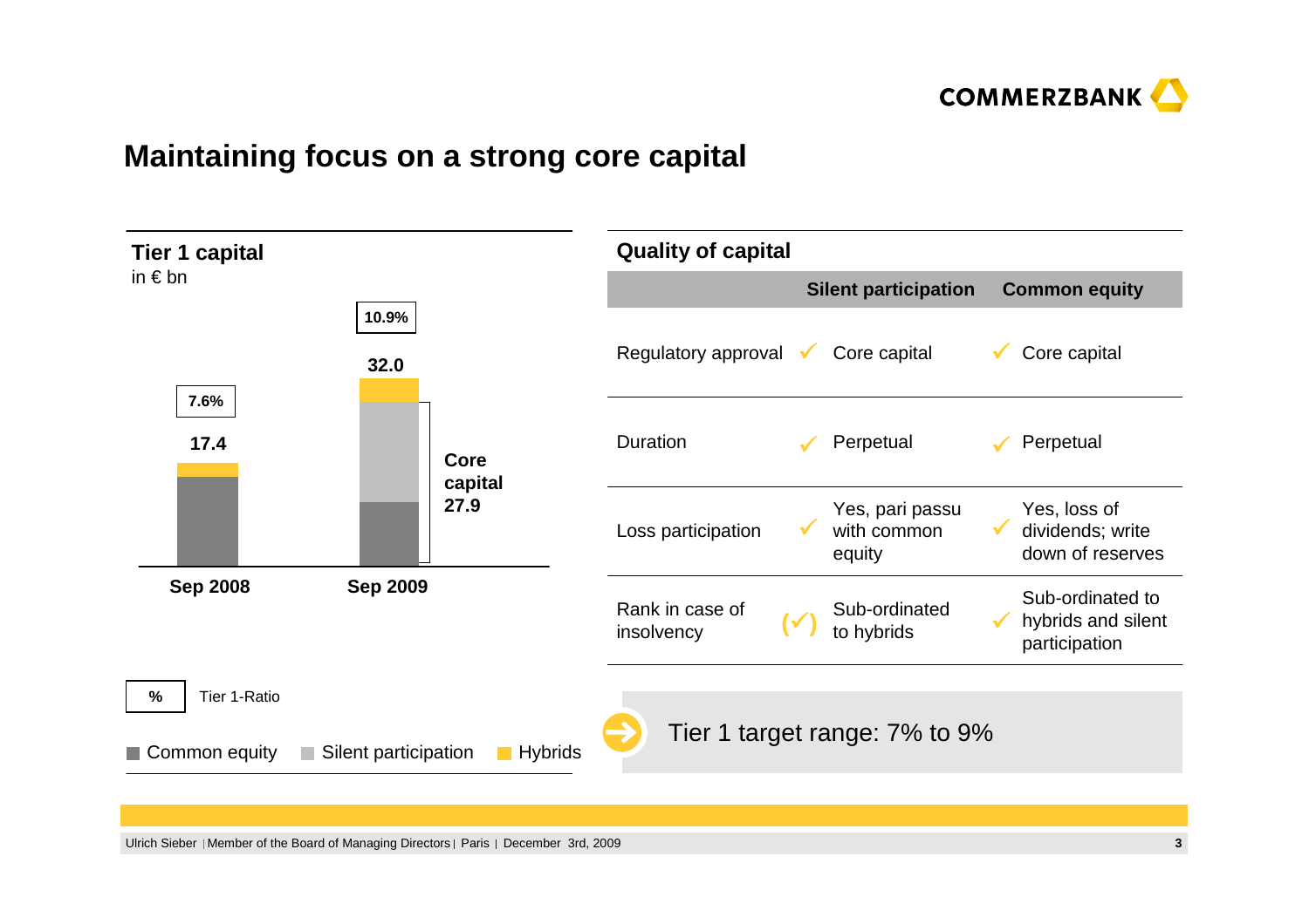# Maintaining focus on a strong core capital

## Tier 1 capital

in € bn

| | Sep 2008 | Sep 2009 |
|---|---|---|
| Total Tier 1 capital | 17.4 | 32.0 |
| Tier 1-Ratio | 7.6% | 10.9% |
| Core capital | | 27.9 |

% Tier 1-Ratio

Common equity · Silent participation · Hybrids

## Quality of capital

| | | Silent participation | | Common equity |
|---|---|---|---|---|
| Regulatory approval | ✓ | Core capital | ✓ | Core capital |
| Duration | ✓ | Perpetual | ✓ | Perpetual |
| Loss participation | ✓ | Yes, pari passu with common equity | ✓ | Yes, loss of dividends; write down of reserves |
| Rank in case of insolvency | (✓) | Sub-ordinated to hybrids | ✓ | Sub-ordinated to hybrids and silent participation |

Tier 1 target range: 7% to 9%

Ulrich Sieber | Member of the Board of Managing Directors | Paris | December 3rd, 2009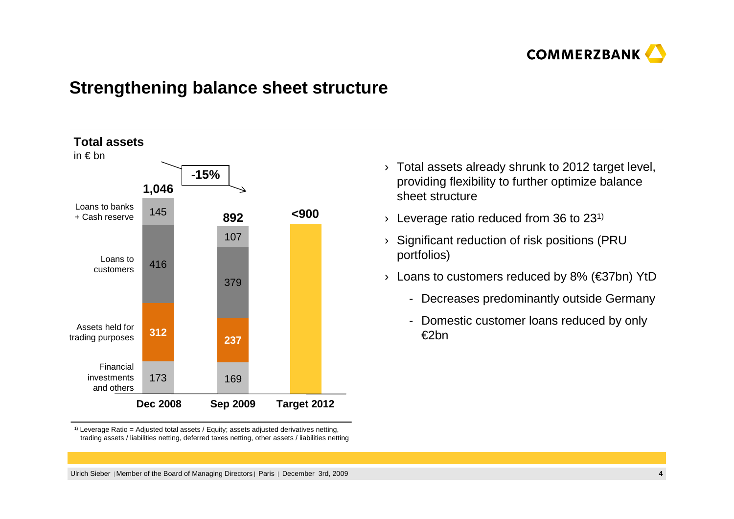# Strengthening balance sheet structure

**Total assets**
in € bn

| | Dec 2008 | Sep 2009 | Target 2012 |
|---|---|---|---|
| Loans to banks + Cash reserve | 145 | 107 | |
| Loans to customers | 416 | 379 | |
| Assets held for trading purposes | 312 | 237 | |
| Financial investments and others | 173 | 169 | |
| **Total** | **1,046** | **892** | **<900** |

**-15%** (Dec 2008 to Sep 2009)

- Total assets already shrunk to 2012 target level, providing flexibility to further optimize balance sheet structure
- Leverage ratio reduced from 36 to 23[1)]
- Significant reduction of risk positions (PRU portfolios)
- Loans to customers reduced by 8% (€37bn) YtD
  - Decreases predominantly outside Germany
  - Domestic customer loans reduced by only €2bn

[1)] Leverage Ratio = Adjusted total assets / Equity; assets adjusted derivatives netting, trading assets / liabilities netting, deferred taxes netting, other assets / liabilities netting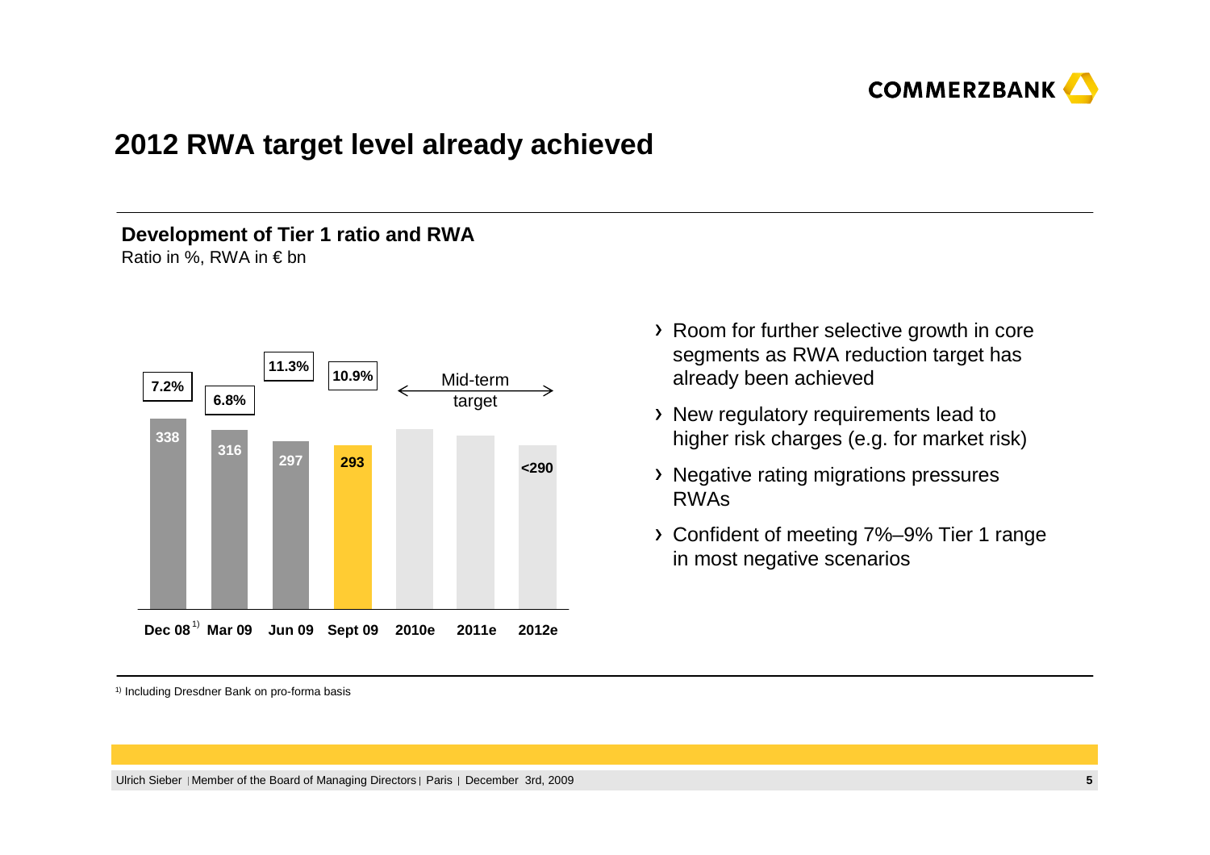# 2012 RWA target level already achieved

**Development of Tier 1 ratio and RWA**

Ratio in %, RWA in € bn

| | Dec 08[1] | Mar 09 | Jun 09 | Sept 09 | 2010e | 2011e | 2012e |
|---|---|---|---|---|---|---|---|
| Tier 1 ratio | 7.2% | 6.8% | 11.3% | 10.9% | | | |
| RWA | 338 | 316 | 297 | 293 | | | <290 |

Mid-term target (2010e–2012e)

- Room for further selective growth in core segments as RWA reduction target has already been achieved
- New regulatory requirements lead to higher risk charges (e.g. for market risk)
- Negative rating migrations pressures RWAs
- Confident of meeting 7%–9% Tier 1 range in most negative scenarios

[1] Including Dresdner Bank on pro-forma basis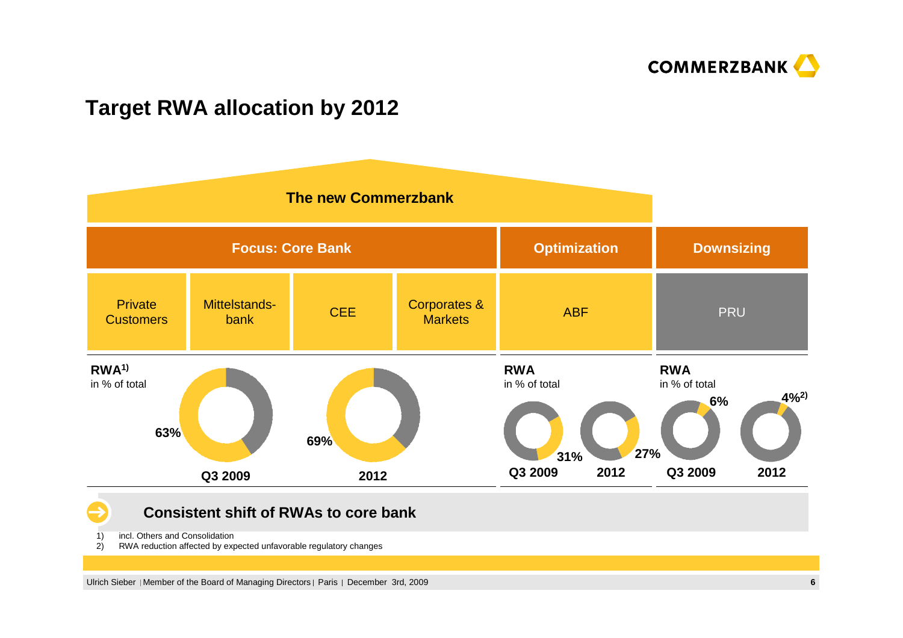# Target RWA allocation by 2012

**The new Commerzbank**

| Focus: Core Bank | | | | Optimization | Downsizing |
|---|---|---|---|---|---|
| Private Customers | Mittelstands-bank | CEE | Corporates & Markets | ABF | PRU |

**RWA in % of total**

| | Core Bank RWA[1] | ABF | PRU |
|---|---|---|---|
| Q3 2009 | 63% | 31% | 6% |
| 2012 | 69% | 27% | 4%[2] |

**Consistent shift of RWAs to core bank**

1) incl. Others and Consolidation
2) RWA reduction affected by expected unfavorable regulatory changes

Ulrich Sieber | Member of the Board of Managing Directors | Paris | December 3rd, 2009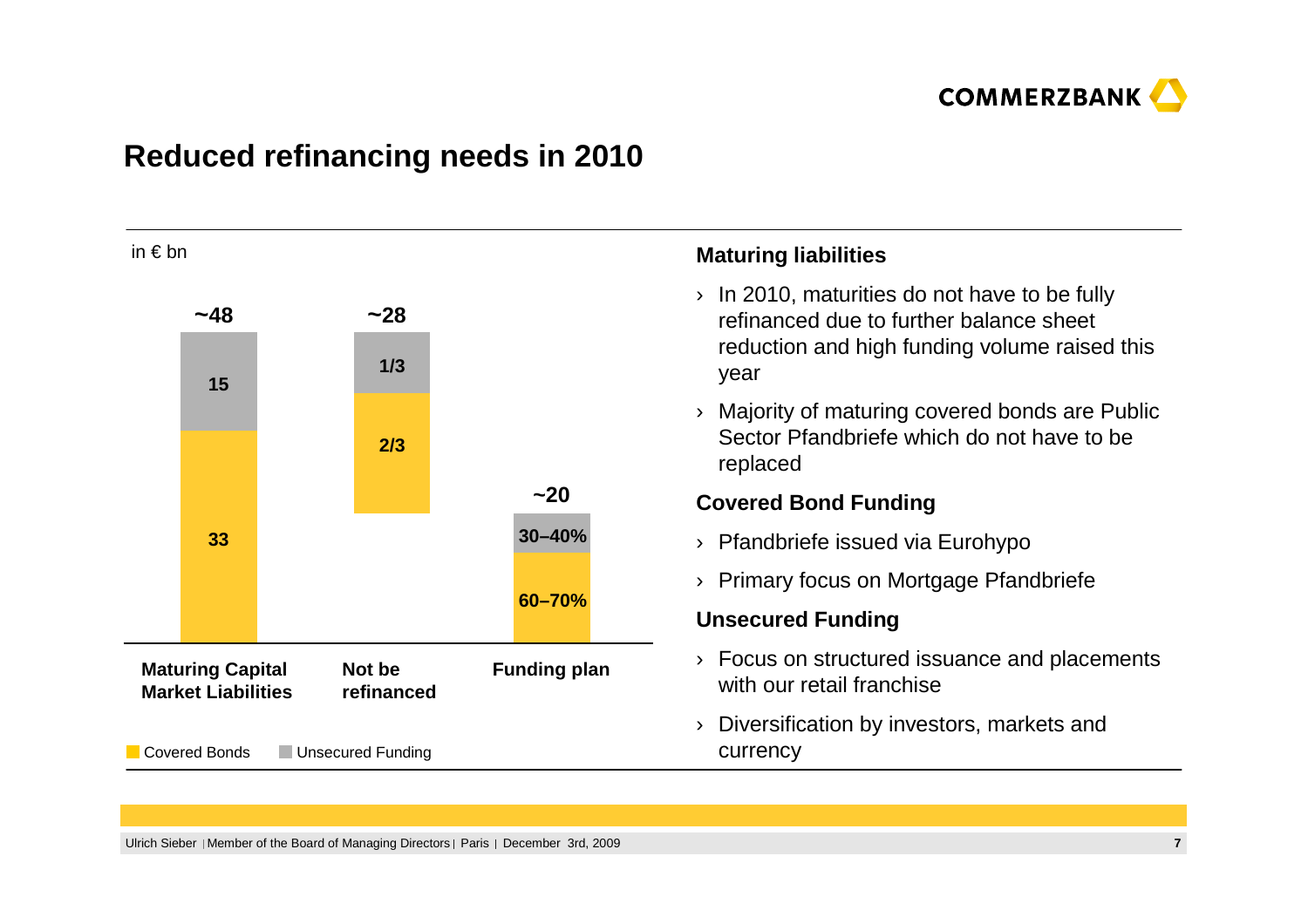# Reduced refinancing needs in 2010

in € bn

| | Maturing Capital Market Liabilities | Not be refinanced | Funding plan |
|---|---|---|---|
| Total | ~48 | ~28 | ~20 |
| Unsecured Funding | 15 | 1/3 | 30–40% |
| Covered Bonds | 33 | 2/3 | 60–70% |

## Maturing liabilities

- In 2010, maturities do not have to be fully refinanced due to further balance sheet reduction and high funding volume raised this year
- Majority of maturing covered bonds are Public Sector Pfandbriefe which do not have to be replaced

## Covered Bond Funding

- Pfandbriefe issued via Eurohypo
- Primary focus on Mortgage Pfandbriefe

## Unsecured Funding

- Focus on structured issuance and placements with our retail franchise
- Diversification by investors, markets and currency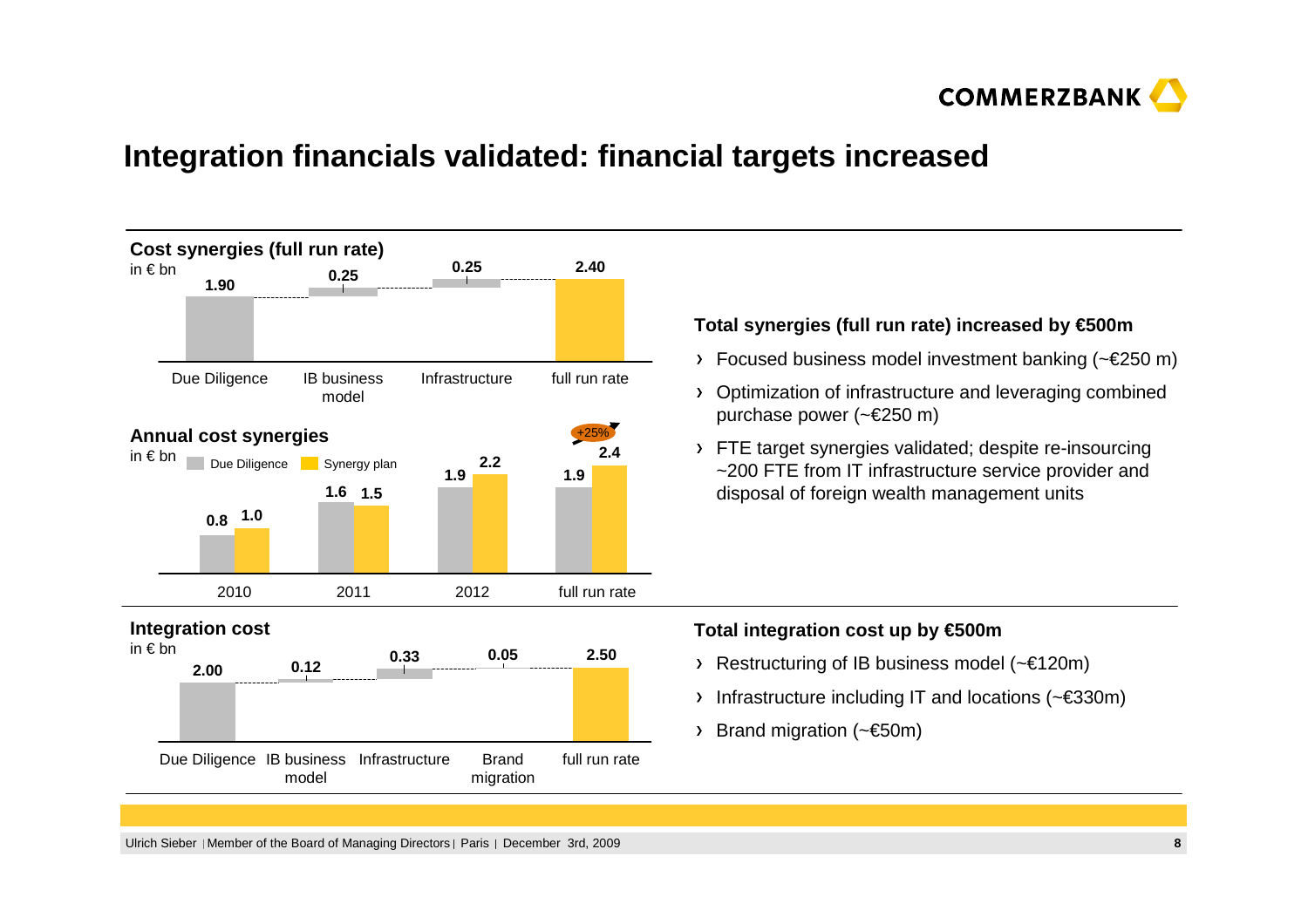# Integration financials validated: financial targets increased

**Cost synergies (full run rate)**

in € bn

| Due Diligence | IB business model | Infrastructure | full run rate |
|---|---|---|---|
| 1.90 | 0.25 | 0.25 | 2.40 |

**Annual cost synergies**

in € bn

| | 2010 | 2011 | 2012 | full run rate |
|---|---|---|---|---|
| Due Diligence | 0.8 | 1.6 | 1.9 | 1.9 |
| Synergy plan | 1.0 | 1.5 | 2.2 | 2.4 |

+25%

**Total synergies (full run rate) increased by €500m**

- Focused business model investment banking (~€250 m)
- Optimization of infrastructure and leveraging combined purchase power (~€250 m)
- FTE target synergies validated; despite re-insourcing ~200 FTE from IT infrastructure service provider and disposal of foreign wealth management units

**Integration cost**

in € bn

| Due Diligence | IB business model | Infrastructure | Brand migration | full run rate |
|---|---|---|---|---|
| 2.00 | 0.12 | 0.33 | 0.05 | 2.50 |

**Total integration cost up by €500m**

- Restructuring of IB business model (~€120m)
- Infrastructure including IT and locations (~€330m)
- Brand migration (~€50m)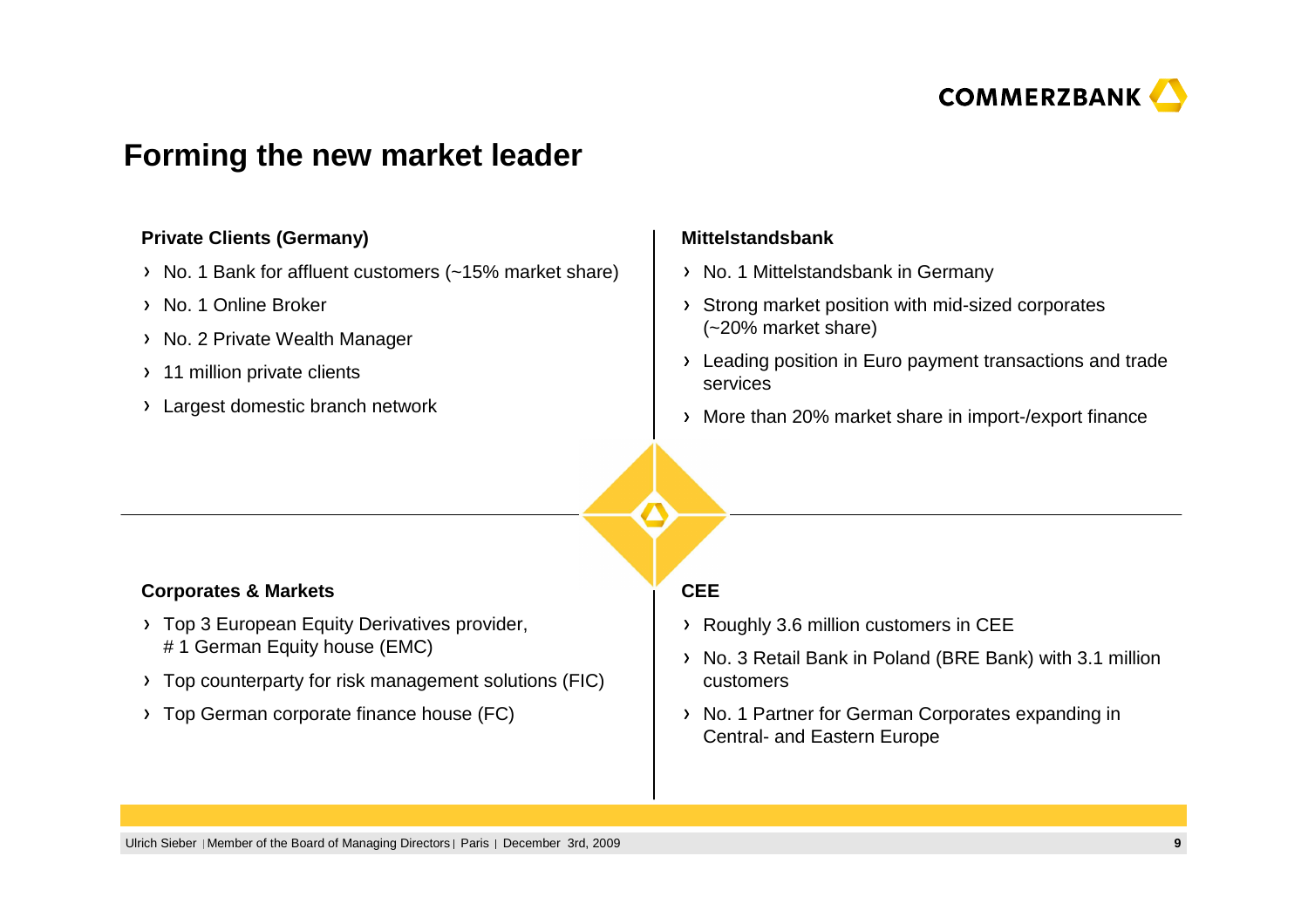# Forming the new market leader

### Private Clients (Germany)

- No. 1 Bank for affluent customers (~15% market share)
- No. 1 Online Broker
- No. 2 Private Wealth Manager
- 11 million private clients
- Largest domestic branch network

### Mittelstandsbank

- No. 1 Mittelstandsbank in Germany
- Strong market position with mid-sized corporates (~20% market share)
- Leading position in Euro payment transactions and trade services
- More than 20% market share in import-/export finance

### Corporates & Markets

- Top 3 European Equity Derivatives provider, # 1 German Equity house (EMC)
- Top counterparty for risk management solutions (FIC)
- Top German corporate finance house (FC)

### CEE

- Roughly 3.6 million customers in CEE
- No. 3 Retail Bank in Poland (BRE Bank) with 3.1 million customers
- No. 1 Partner for German Corporates expanding in Central- and Eastern Europe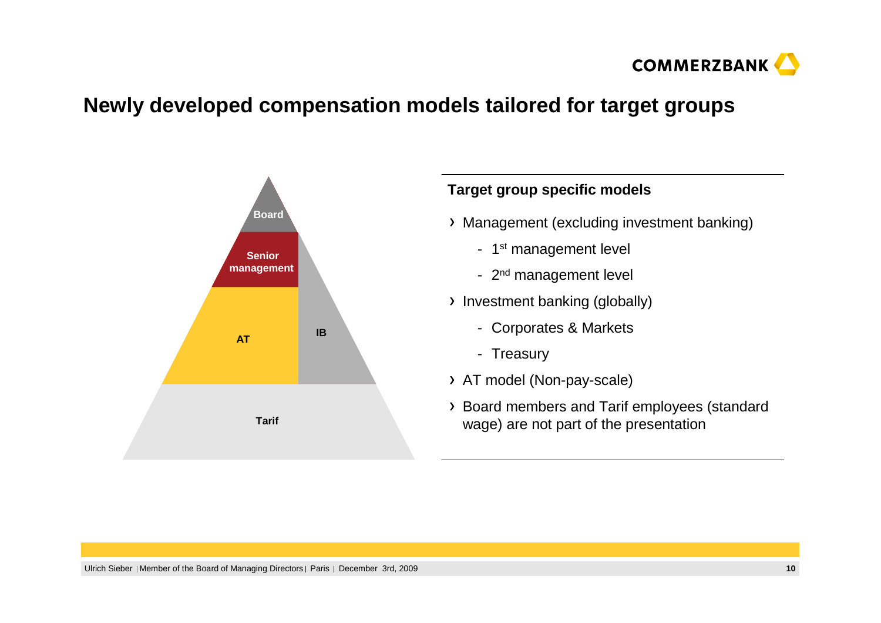# Newly developed compensation models tailored for target groups

Board

Senior management

AT

IB

Tarif

**Target group specific models**

- Management (excluding investment banking)
  - 1st management level
  - 2nd management level
- Investment banking (globally)
  - Corporates & Markets
  - Treasury
- AT model (Non-pay-scale)
- Board members and Tarif employees (standard wage) are not part of the presentation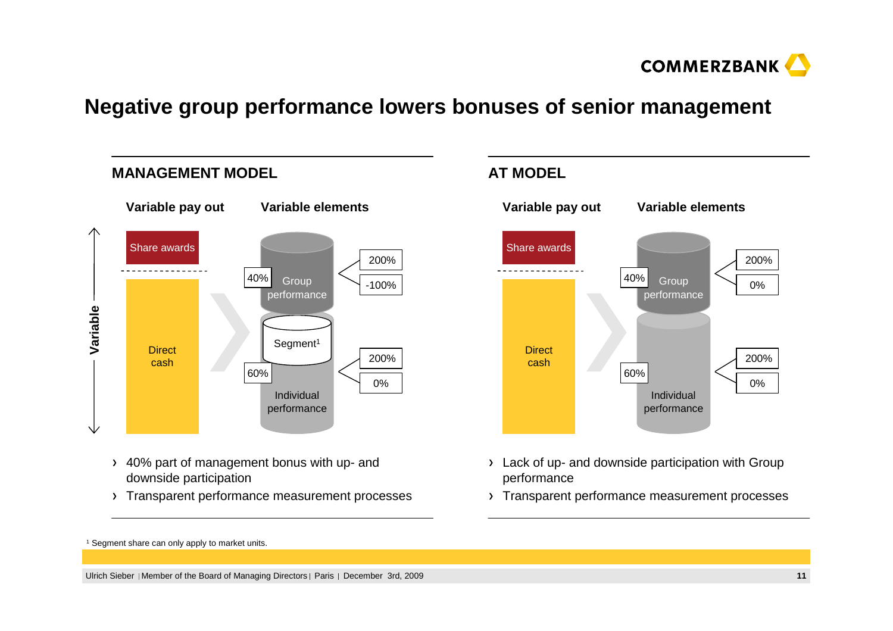# Negative group performance lowers bonuses of senior management

## MANAGEMENT MODEL

**Variable pay out** | **Variable elements**

Variable

Share awards

Direct cash

40% Group performance: 200% / -100%

Segment[1]

60% Individual performance: 200% / 0%

- 40% part of management bonus with up- and downside participation
- Transparent performance measurement processes

## AT MODEL

**Variable pay out** | **Variable elements**

Share awards

Direct cash

40% Group performance: 200% / 0%

60% Individual performance: 200% / 0%

- Lack of up- and downside participation with Group performance
- Transparent performance measurement processes

[1] Segment share can only apply to market units.

Ulrich Sieber | Member of the Board of Managing Directors | Paris | December 3rd, 2009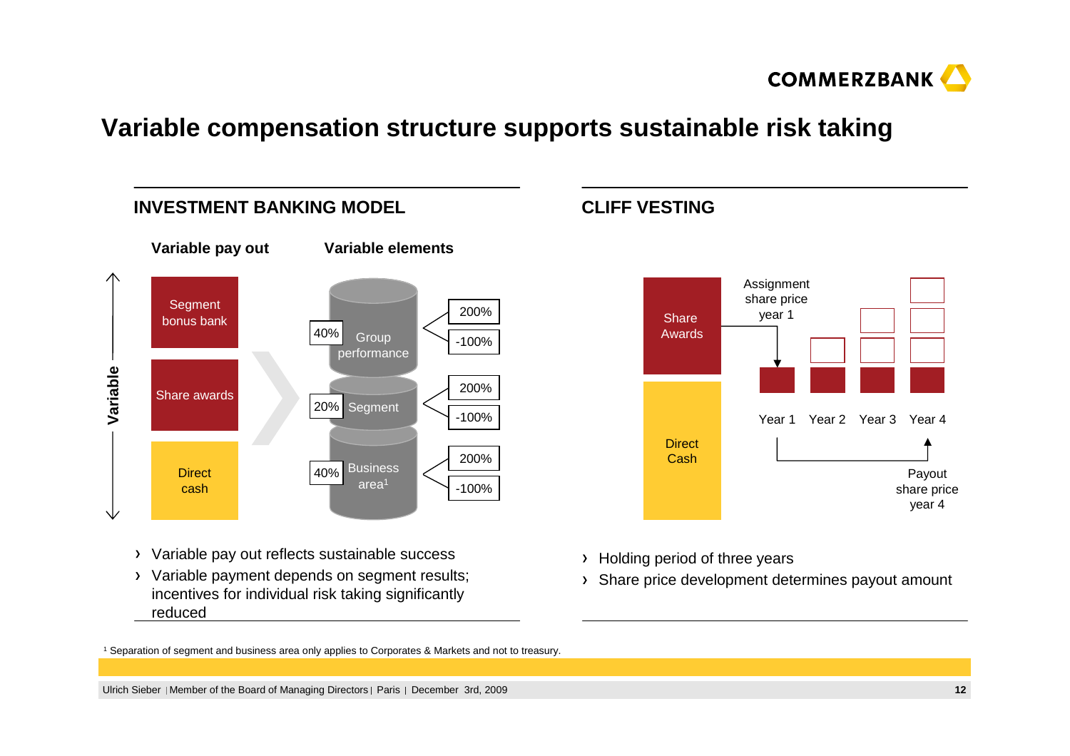# Variable compensation structure supports sustainable risk taking

## INVESTMENT BANKING MODEL

**Variable pay out** | **Variable elements**

Variable

- Segment bonus bank
- Share awards
- Direct cash

| Weight | Element | Range |
|---|---|---|
| 40% | Group performance | 200% / -100% |
| 20% | Segment | 200% / -100% |
| 40% | Business area[1] | 200% / -100% |

- Variable pay out reflects sustainable success
- Variable payment depends on segment results; incentives for individual risk taking significantly reduced

## CLIFF VESTING

- Share Awards
- Direct Cash

Assignment share price year 1

Year 1 Year 2 Year 3 Year 4

Payout share price year 4

- Holding period of three years
- Share price development determines payout amount

[1] Separation of segment and business area only applies to Corporates & Markets and not to treasury.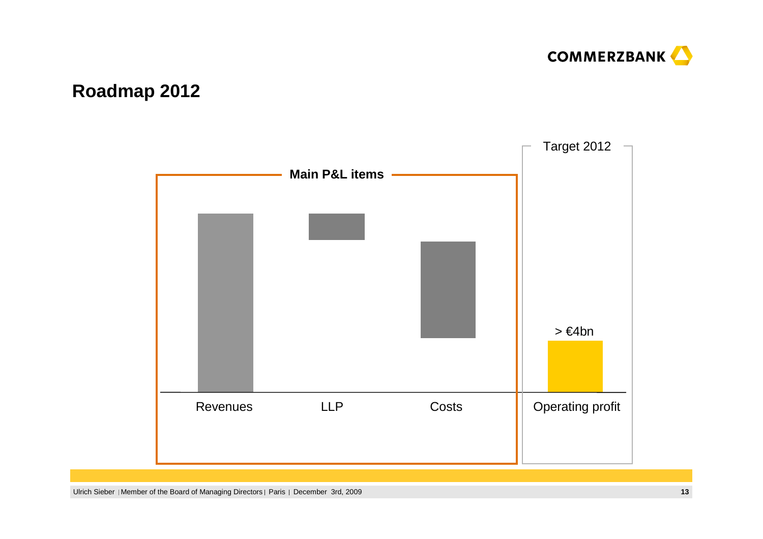# Roadmap 2012

**Main P&L items**

Revenues

LLP

Costs

Target 2012

> €4bn

Operating profit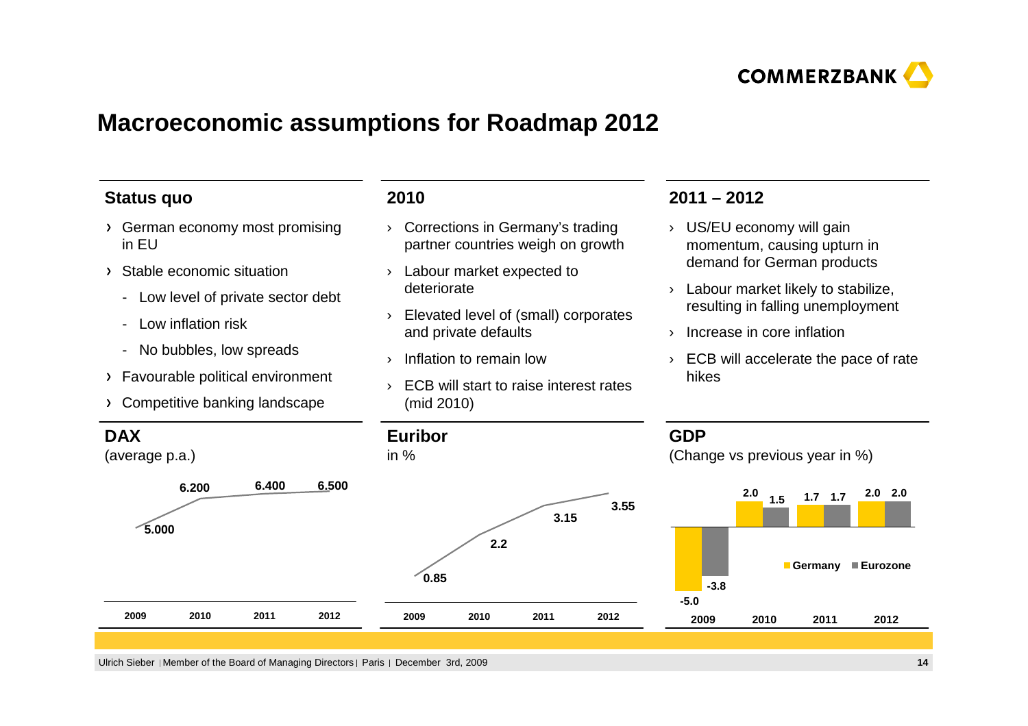# Macroeconomic assumptions for Roadmap 2012

## Status quo

- German economy most promising in EU
- Stable economic situation
  - Low level of private sector debt
  - Low inflation risk
  - No bubbles, low spreads
- Favourable political environment
- Competitive banking landscape

## 2010

- Corrections in Germany's trading partner countries weigh on growth
- Labour market expected to deteriorate
- Elevated level of (small) corporates and private defaults
- Inflation to remain low
- ECB will start to raise interest rates (mid 2010)

## 2011 – 2012

- US/EU economy will gain momentum, causing upturn in demand for German products
- Labour market likely to stabilize, resulting in falling unemployment
- Increase in core inflation
- ECB will accelerate the pace of rate hikes

## DAX

(average p.a.)

| 2009 | 2010 | 2011 | 2012 |
|---|---|---|---|
| 5.000 | 6.200 | 6.400 | 6.500 |

## Euribor

in %

| 2009 | 2010 | 2011 | 2012 |
|---|---|---|---|
| 0.85 | 2.2 | 3.15 | 3.55 |

## GDP

(Change vs previous year in %)

| | 2009 | 2010 | 2011 | 2012 |
|---|---|---|---|---|
| Germany | -5.0 | 2.0 | 1.7 | 2.0 |
| Eurozone | -3.8 | 1.5 | 1.7 | 2.0 |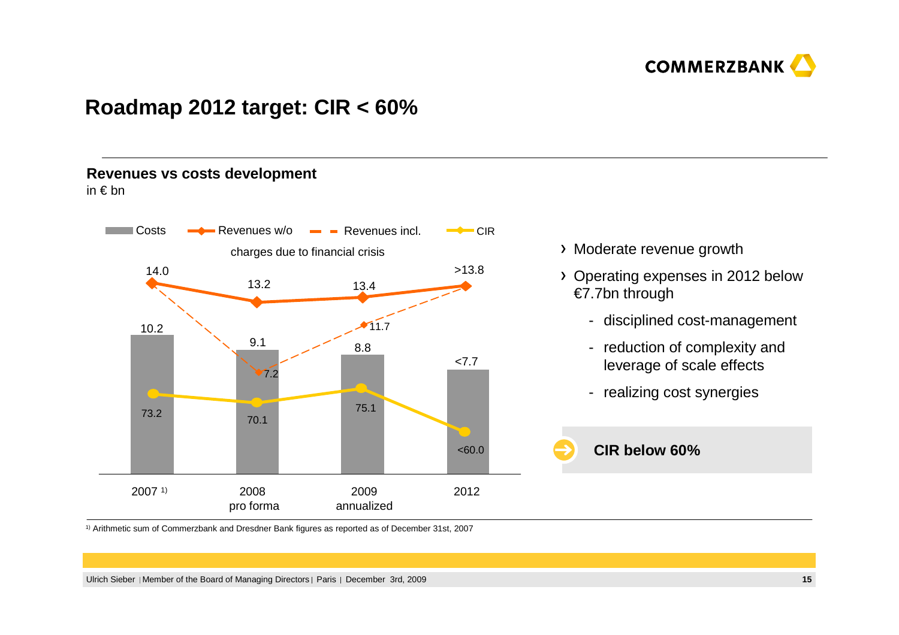# Roadmap 2012 target: CIR < 60%

## Revenues vs costs development

in € bn

| | 2007 [1] | 2008 pro forma | 2009 annualized | 2012 |
|---|---|---|---|---|
| Costs | 10.2 | 9.1 | 8.8 | <7.7 |
| Revenues w/o charges due to financial crisis | 14.0 | 13.2 | 13.4 | >13.8 |
| Revenues incl. charges due to financial crisis | | 7.2 | 11.7 | |
| CIR | 73.2 | 70.1 | 75.1 | <60.0 |

- Moderate revenue growth
- Operating expenses in 2012 below €7.7bn through
  - disciplined cost-management
  - reduction of complexity and leverage of scale effects
  - realizing cost synergies

**CIR below 60%**

[1] Arithmetic sum of Commerzbank and Dresdner Bank figures as reported as of December 31st, 2007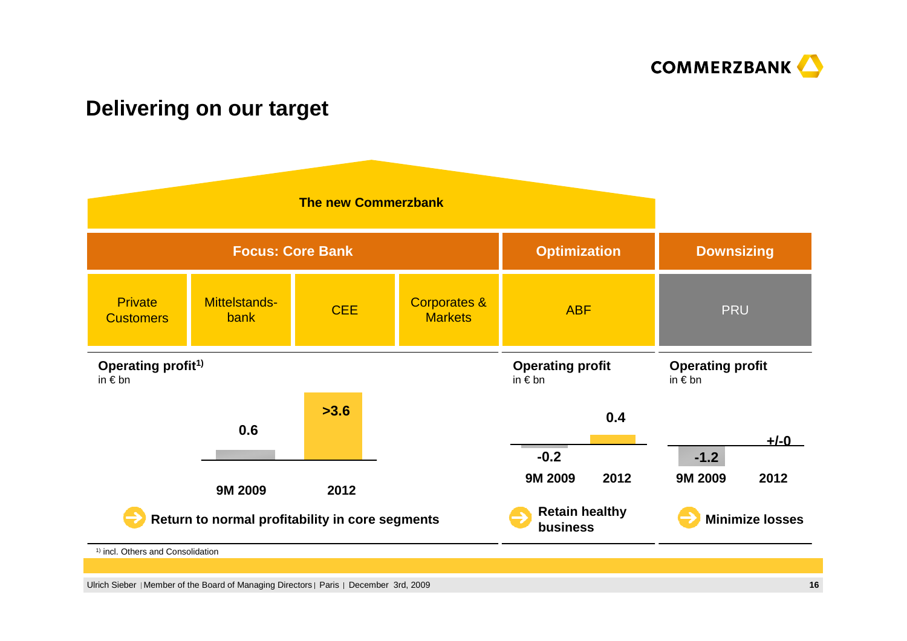# Delivering on our target

**The new Commerzbank**

| Focus: Core Bank | | | | Optimization | Downsizing |
|---|---|---|---|---|---|
| Private Customers | Mittelstandsbank | CEE | Corporates & Markets | ABF | PRU |

**Operating profit[1)]**
in € bn

| | 9M 2009 | 2012 |
|---|---|---|
| Core Bank | 0.6 | >3.6 |

➔ **Return to normal profitability in core segments**

**Operating profit**
in € bn

| | 9M 2009 | 2012 |
|---|---|---|
| ABF | -0.2 | 0.4 |

➔ **Retain healthy business**

**Operating profit**
in € bn

| | 9M 2009 | 2012 |
|---|---|---|
| PRU | -1.2 | +/-0 |

➔ **Minimize losses**

[1)] incl. Others and Consolidation

Ulrich Sieber | Member of the Board of Managing Directors | Paris | December 3rd, 2009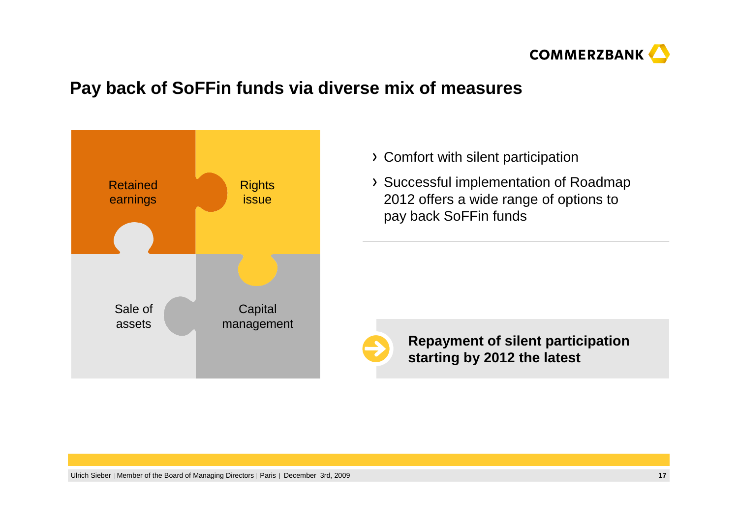# Pay back of SoFFin funds via diverse mix of measures

- Retained earnings
- Rights issue
- Sale of assets
- Capital management

› Comfort with silent participation

› Successful implementation of Roadmap 2012 offers a wide range of options to pay back SoFFin funds

**Repayment of silent participation starting by 2012 the latest**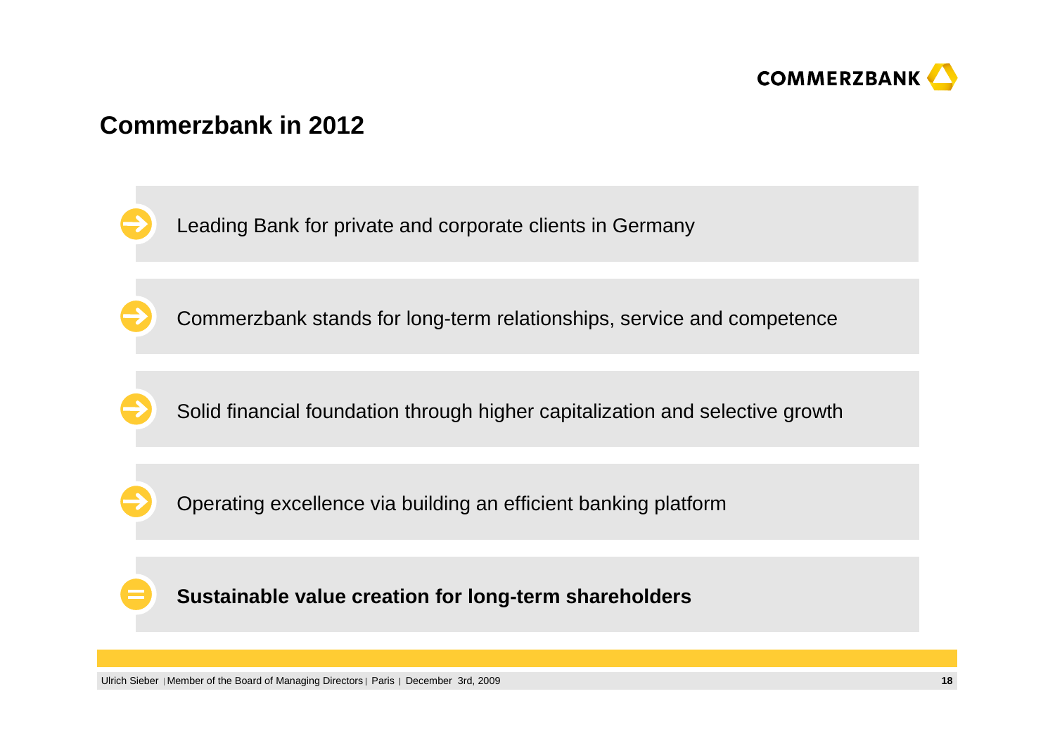## Commerzbank in 2012

- Leading Bank for private and corporate clients in Germany
- Commerzbank stands for long-term relationships, service and competence
- Solid financial foundation through higher capitalization and selective growth
- Operating excellence via building an efficient banking platform

= **Sustainable value creation for long-term shareholders**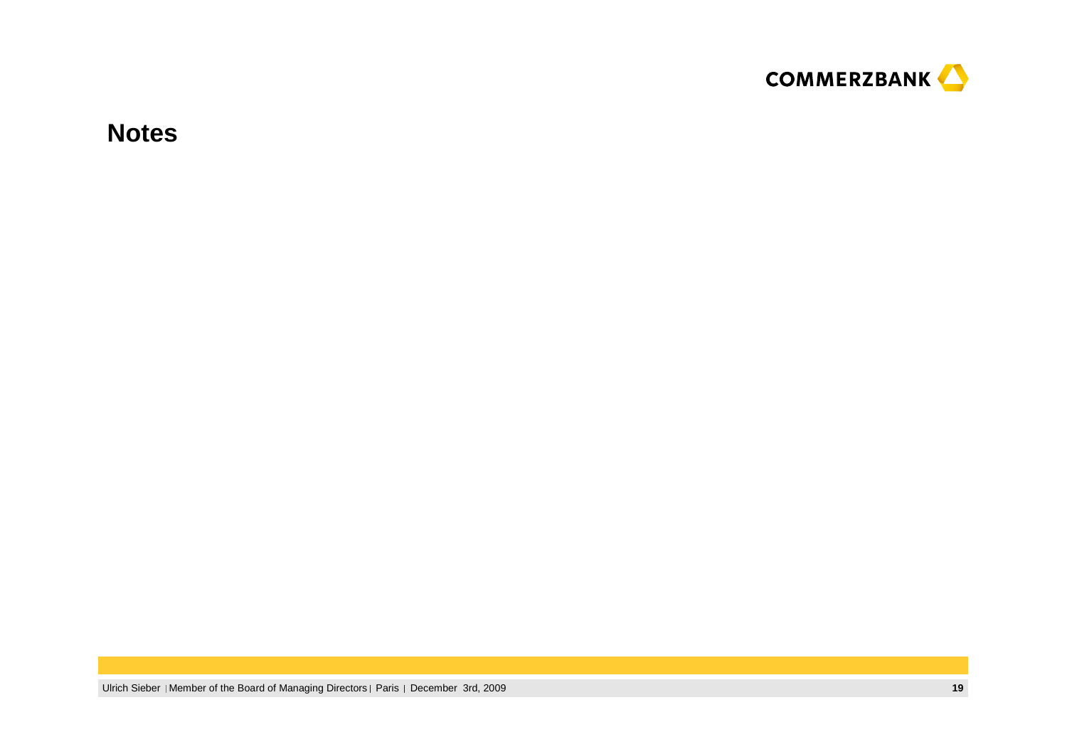# Notes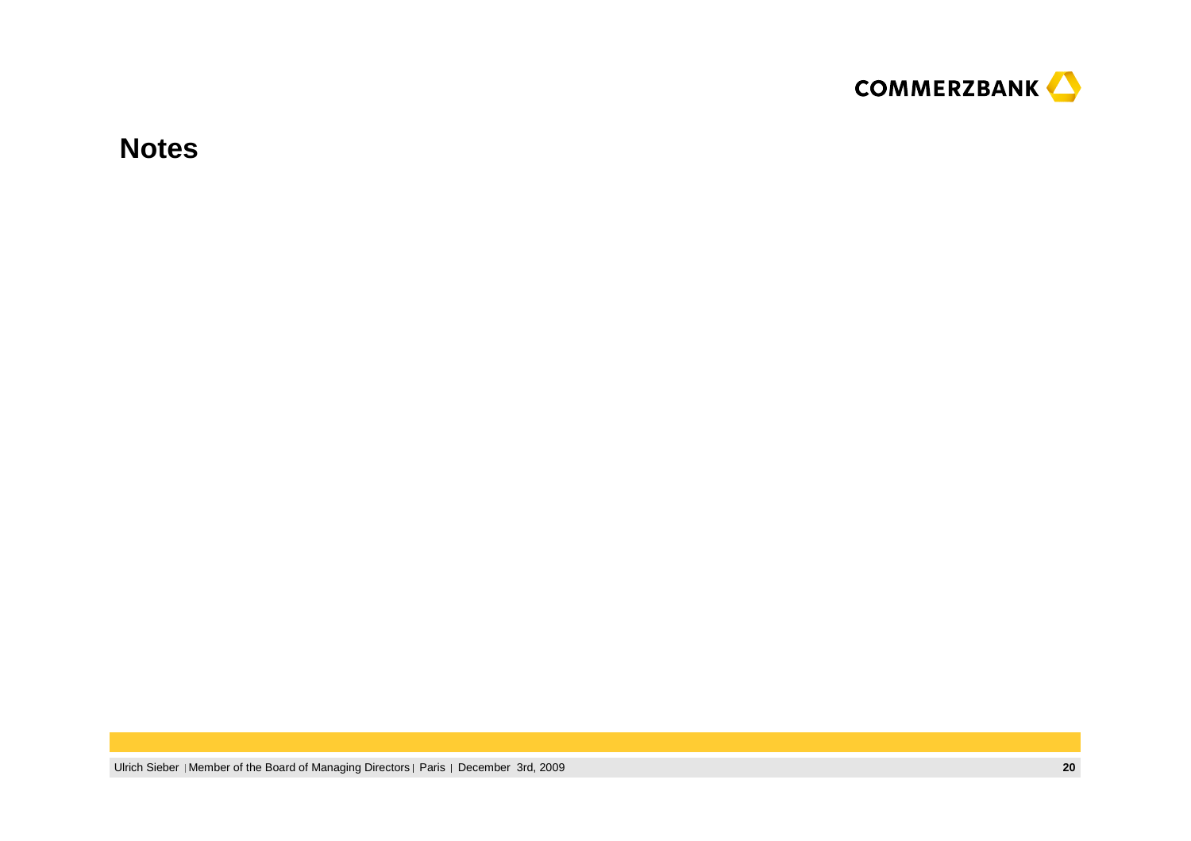# Notes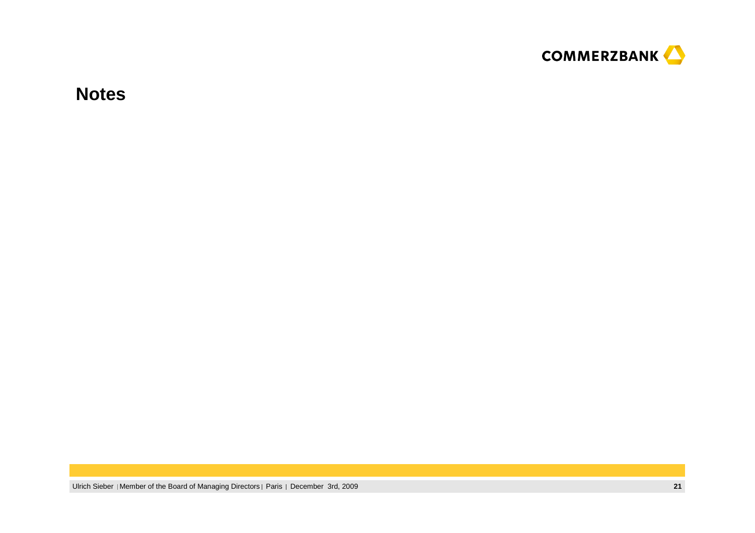# Notes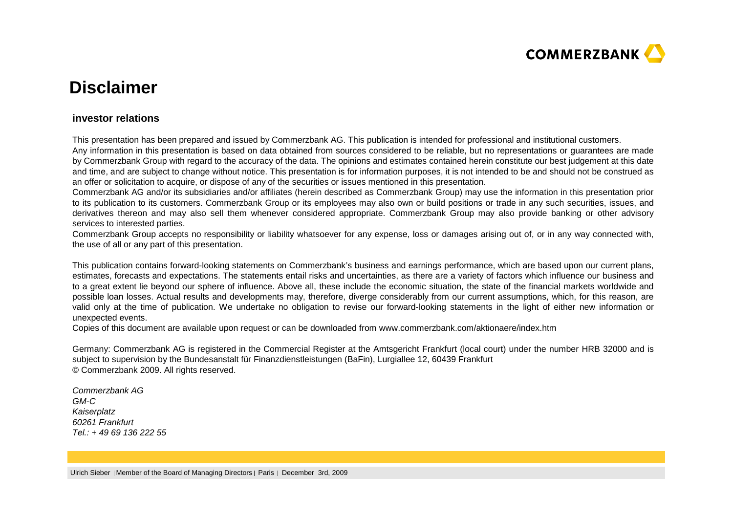# Disclaimer

**investor relations**

This presentation has been prepared and issued by Commerzbank AG. This publication is intended for professional and institutional customers.
Any information in this presentation is based on data obtained from sources considered to be reliable, but no representations or guarantees are made by Commerzbank Group with regard to the accuracy of the data. The opinions and estimates contained herein constitute our best judgement at this date and time, and are subject to change without notice. This presentation is for information purposes, it is not intended to be and should not be construed as an offer or solicitation to acquire, or dispose of any of the securities or issues mentioned in this presentation.
Commerzbank AG and/or its subsidiaries and/or affiliates (herein described as Commerzbank Group) may use the information in this presentation prior to its publication to its customers. Commerzbank Group or its employees may also own or build positions or trade in any such securities, issues, and derivatives thereon and may also sell them whenever considered appropriate. Commerzbank Group may also provide banking or other advisory services to interested parties.
Commerzbank Group accepts no responsibility or liability whatsoever for any expense, loss or damages arising out of, or in any way connected with, the use of all or any part of this presentation.

This publication contains forward-looking statements on Commerzbank's business and earnings performance, which are based upon our current plans, estimates, forecasts and expectations. The statements entail risks and uncertainties, as there are a variety of factors which influence our business and to a great extent lie beyond our sphere of influence. Above all, these include the economic situation, the state of the financial markets worldwide and possible loan losses. Actual results and developments may, therefore, diverge considerably from our current assumptions, which, for this reason, are valid only at the time of publication. We undertake no obligation to revise our forward-looking statements in the light of either new information or unexpected events.
Copies of this document are available upon request or can be downloaded from www.commerzbank.com/aktionaere/index.htm

Germany: Commerzbank AG is registered in the Commercial Register at the Amtsgericht Frankfurt (local court) under the number HRB 32000 and is subject to supervision by the Bundesanstalt für Finanzdienstleistungen (BaFin), Lurgiallee 12, 60439 Frankfurt
© Commerzbank 2009. All rights reserved.

*Commerzbank AG*
*GM-C*
*Kaiserplatz*
*60261 Frankfurt*
*Tel.: + 49 69 136 222 55*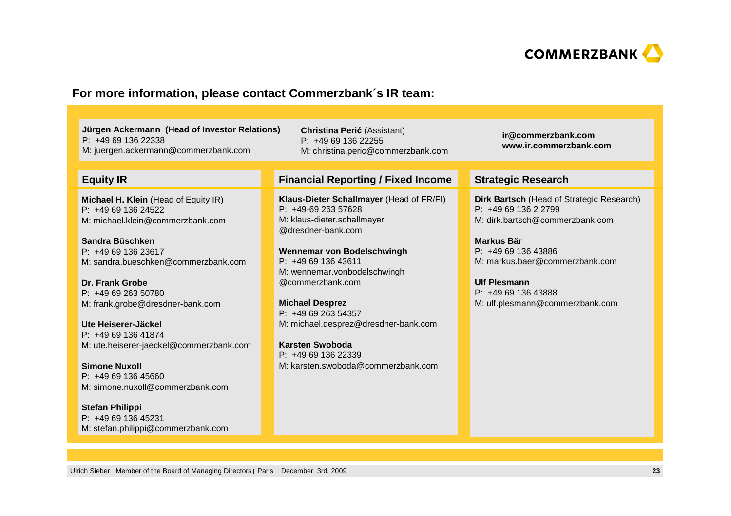## For more information, please contact Commerzbank´s IR team:

**Jürgen Ackermann (Head of Investor Relations)**
P: +49 69 136 22338
M: juergen.ackermann@commerzbank.com

**Christina Perić** (Assistant)
P: +49 69 136 22255
M: christina.peric@commerzbank.com

**ir@commerzbank.com**
**www.ir.commerzbank.com**

### Equity IR

**Michael H. Klein** (Head of Equity IR)
P: +49 69 136 24522
M: michael.klein@commerzbank.com

**Sandra Büschken**
P: +49 69 136 23617
M: sandra.bueschken@commerzbank.com

**Dr. Frank Grobe**
P: +49 69 263 50780
M: frank.grobe@dresdner-bank.com

**Ute Heiserer-Jäckel**
P: +49 69 136 41874
M: ute.heiserer-jaeckel@commerzbank.com

**Simone Nuxoll**
P: +49 69 136 45660
M: simone.nuxoll@commerzbank.com

**Stefan Philippi**
P: +49 69 136 45231
M: stefan.philippi@commerzbank.com

### Financial Reporting / Fixed Income

**Klaus-Dieter Schallmayer** (Head of FR/FI)
P: +49-69 263 57628
M: klaus-dieter.schallmayer@dresdner-bank.com

**Wennemar von Bodelschwingh**
P: +49 69 136 43611
M: wennemar.vonbodelschwingh@commerzbank.com

**Michael Desprez**
P: +49 69 263 54357
M: michael.desprez@dresdner-bank.com

**Karsten Swoboda**
P: +49 69 136 22339
M: karsten.swoboda@commerzbank.com

### Strategic Research

**Dirk Bartsch** (Head of Strategic Research)
P: +49 69 136 2 2799
M: dirk.bartsch@commerzbank.com

**Markus Bär**
P: +49 69 136 43886
M: markus.baer@commerzbank.com

**Ulf Plesmann**
P: +49 69 136 43888
M: ulf.plesmann@commerzbank.com